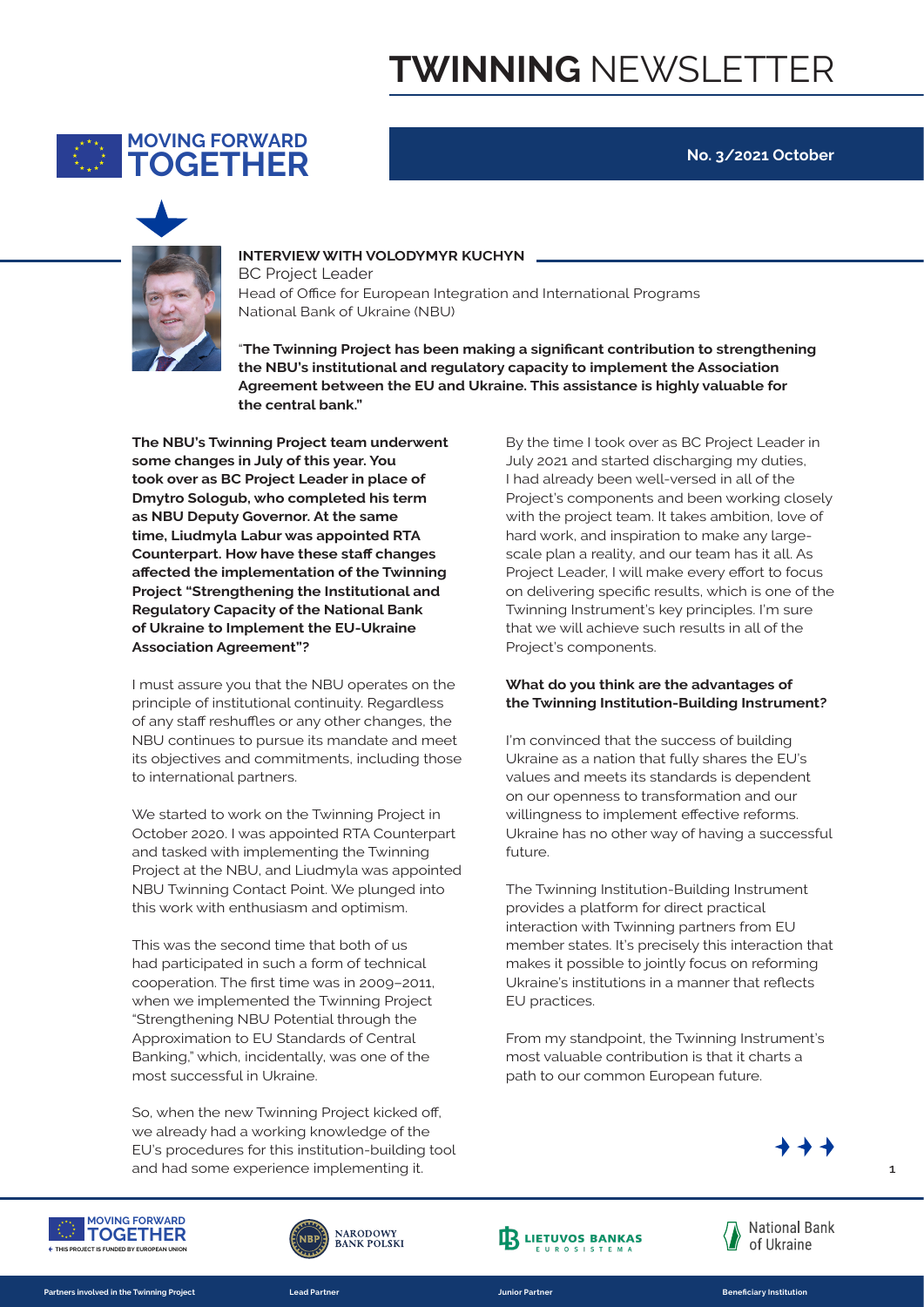# TWINNING NEWSLETTER

**MOVING FORWARD TOGETHER**

**No. 3/2021 October**

## INTERVIEW WITH VOLODYMYR KUCHYN

BC Project Leader
Head of Office for European Integration and International Programs
National Bank of Ukraine (NBU)

"**The Twinning Project has been making a significant contribution to strengthening the NBU's institutional and regulatory capacity to implement the Association Agreement between the EU and Ukraine. This assistance is highly valuable for the central bank."**

**The NBU's Twinning Project team underwent some changes in July of this year. You took over as BC Project Leader in place of Dmytro Sologub, who completed his term as NBU Deputy Governor. At the same time, Liudmyla Labur was appointed RTA Counterpart. How have these staff changes affected the implementation of the Twinning Project "Strengthening the Institutional and Regulatory Capacity of the National Bank of Ukraine to Implement the EU-Ukraine Association Agreement"?**

I must assure you that the NBU operates on the principle of institutional continuity. Regardless of any staff reshuffles or any other changes, the NBU continues to pursue its mandate and meet its objectives and commitments, including those to international partners.

We started to work on the Twinning Project in October 2020. I was appointed RTA Counterpart and tasked with implementing the Twinning Project at the NBU, and Liudmyla was appointed NBU Twinning Contact Point. We plunged into this work with enthusiasm and optimism.

This was the second time that both of us had participated in such a form of technical cooperation. The first time was in 2009–2011, when we implemented the Twinning Project "Strengthening NBU Potential through the Approximation to EU Standards of Central Banking," which, incidentally, was one of the most successful in Ukraine.

So, when the new Twinning Project kicked off, we already had a working knowledge of the EU's procedures for this institution-building tool and had some experience implementing it.

By the time I took over as BC Project Leader in July 2021 and started discharging my duties, I had already been well-versed in all of the Project's components and been working closely with the project team. It takes ambition, love of hard work, and inspiration to make any large-scale plan a reality, and our team has it all. As Project Leader, I will make every effort to focus on delivering specific results, which is one of the Twinning Instrument's key principles. I'm sure that we will achieve such results in all of the Project's components.

**What do you think are the advantages of the Twinning Institution-Building Instrument?**

I'm convinced that the success of building Ukraine as a nation that fully shares the EU's values and meets its standards is dependent on our openness to transformation and our willingness to implement effective reforms. Ukraine has no other way of having a successful future.

The Twinning Institution-Building Instrument provides a platform for direct practical interaction with Twinning partners from EU member states. It's precisely this interaction that makes it possible to jointly focus on reforming Ukraine's institutions in a manner that reflects EU practices.

From my standpoint, the Twinning Instrument's most valuable contribution is that it charts a path to our common European future.

MOVING FORWARD TOGETHER — THIS PROJECT IS FUNDED BY EUROPEAN UNION | NARODOWY BANK POLSKI | LIETUVOS BANKAS EUROSISTEMA | National Bank of Ukraine

Partners involved in the Twinning Project | Lead Partner | Junior Partner | Beneficiary Institution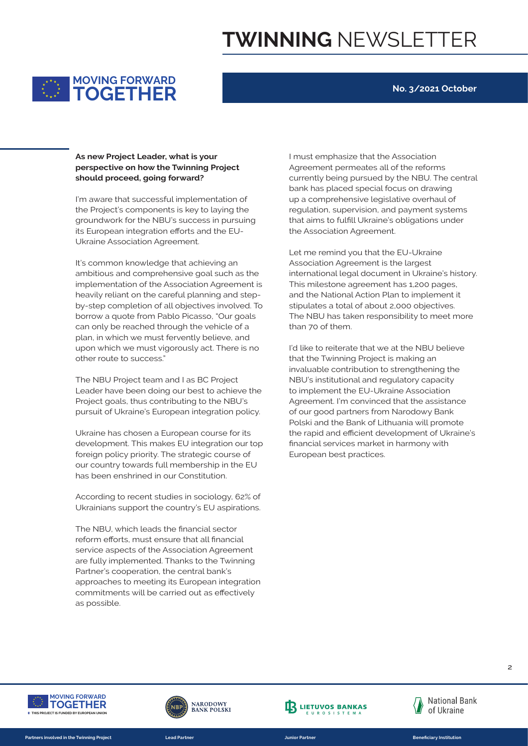**As new Project Leader, what is your perspective on how the Twinning Project should proceed, going forward?**

I'm aware that successful implementation of the Project's components is key to laying the groundwork for the NBU's success in pursuing its European integration efforts and the EU-Ukraine Association Agreement.

It's common knowledge that achieving an ambitious and comprehensive goal such as the implementation of the Association Agreement is heavily reliant on the careful planning and step-by-step completion of all objectives involved. To borrow a quote from Pablo Picasso, "Our goals can only be reached through the vehicle of a plan, in which we must fervently believe, and upon which we must vigorously act. There is no other route to success."

The NBU Project team and I as BC Project Leader have been doing our best to achieve the Project goals, thus contributing to the NBU's pursuit of Ukraine's European integration policy.

Ukraine has chosen a European course for its development. This makes EU integration our top foreign policy priority. The strategic course of our country towards full membership in the EU has been enshrined in our Constitution.

According to recent studies in sociology, 62% of Ukrainians support the country's EU aspirations.

The NBU, which leads the financial sector reform efforts, must ensure that all financial service aspects of the Association Agreement are fully implemented. Thanks to the Twinning Partner's cooperation, the central bank's approaches to meeting its European integration commitments will be carried out as effectively as possible.

I must emphasize that the Association Agreement permeates all of the reforms currently being pursued by the NBU. The central bank has placed special focus on drawing up a comprehensive legislative overhaul of regulation, supervision, and payment systems that aims to fulfill Ukraine's obligations under the Association Agreement.

Let me remind you that the EU-Ukraine Association Agreement is the largest international legal document in Ukraine's history. This milestone agreement has 1,200 pages, and the National Action Plan to implement it stipulates a total of about 2,000 objectives. The NBU has taken responsibility to meet more than 70 of them.

I'd like to reiterate that we at the NBU believe that the Twinning Project is making an invaluable contribution to strengthening the NBU's institutional and regulatory capacity to implement the EU-Ukraine Association Agreement. I'm convinced that the assistance of our good partners from Narodowy Bank Polski and the Bank of Lithuania will promote the rapid and efficient development of Ukraine's financial services market in harmony with European best practices.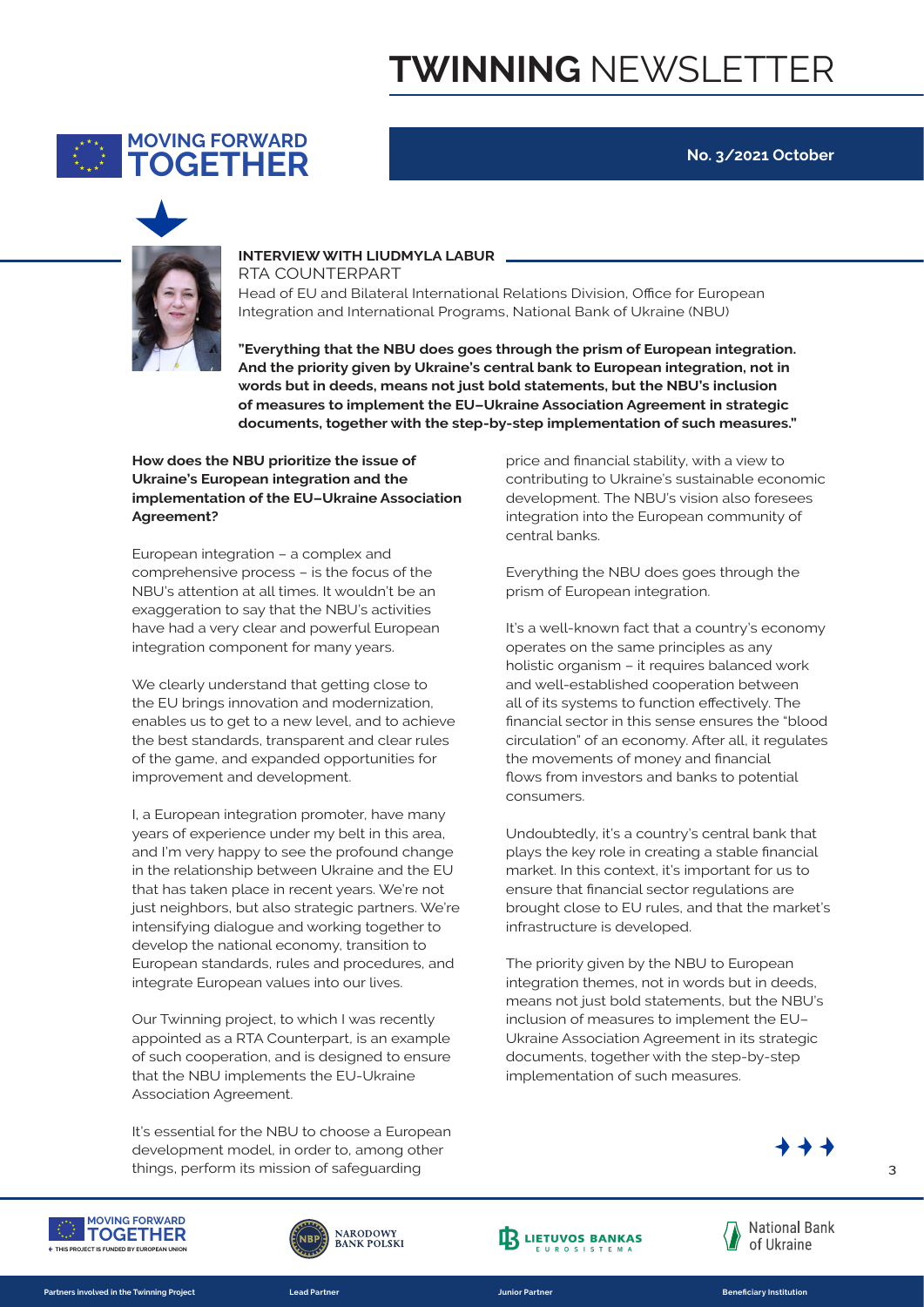## INTERVIEW WITH LIUDMYLA LABUR

RTA COUNTERPART

Head of EU and Bilateral International Relations Division, Office for European Integration and International Programs, National Bank of Ukraine (NBU)

**"Everything that the NBU does goes through the prism of European integration. And the priority given by Ukraine's central bank to European integration, not in words but in deeds, means not just bold statements, but the NBU's inclusion of measures to implement the EU–Ukraine Association Agreement in strategic documents, together with the step-by-step implementation of such measures."**

**How does the NBU prioritize the issue of Ukraine's European integration and the implementation of the EU–Ukraine Association Agreement?**

European integration – a complex and comprehensive process – is the focus of the NBU's attention at all times. It wouldn't be an exaggeration to say that the NBU's activities have had a very clear and powerful European integration component for many years.

We clearly understand that getting close to the EU brings innovation and modernization, enables us to get to a new level, and to achieve the best standards, transparent and clear rules of the game, and expanded opportunities for improvement and development.

I, a European integration promoter, have many years of experience under my belt in this area, and I'm very happy to see the profound change in the relationship between Ukraine and the EU that has taken place in recent years. We're not just neighbors, but also strategic partners. We're intensifying dialogue and working together to develop the national economy, transition to European standards, rules and procedures, and integrate European values into our lives.

Our Twinning project, to which I was recently appointed as a RTA Counterpart, is an example of such cooperation, and is designed to ensure that the NBU implements the EU-Ukraine Association Agreement.

It's essential for the NBU to choose a European development model, in order to, among other things, perform its mission of safeguarding price and financial stability, with a view to contributing to Ukraine's sustainable economic development. The NBU's vision also foresees integration into the European community of central banks.

Everything the NBU does goes through the prism of European integration.

It's a well-known fact that a country's economy operates on the same principles as any holistic organism – it requires balanced work and well-established cooperation between all of its systems to function effectively. The financial sector in this sense ensures the "blood circulation" of an economy. After all, it regulates the movements of money and financial flows from investors and banks to potential consumers.

Undoubtedly, it's a country's central bank that plays the key role in creating a stable financial market. In this context, it's important for us to ensure that financial sector regulations are brought close to EU rules, and that the market's infrastructure is developed.

The priority given by the NBU to European integration themes, not in words but in deeds, means not just bold statements, but the NBU's inclusion of measures to implement the EU–Ukraine Association Agreement in its strategic documents, together with the step-by-step implementation of such measures.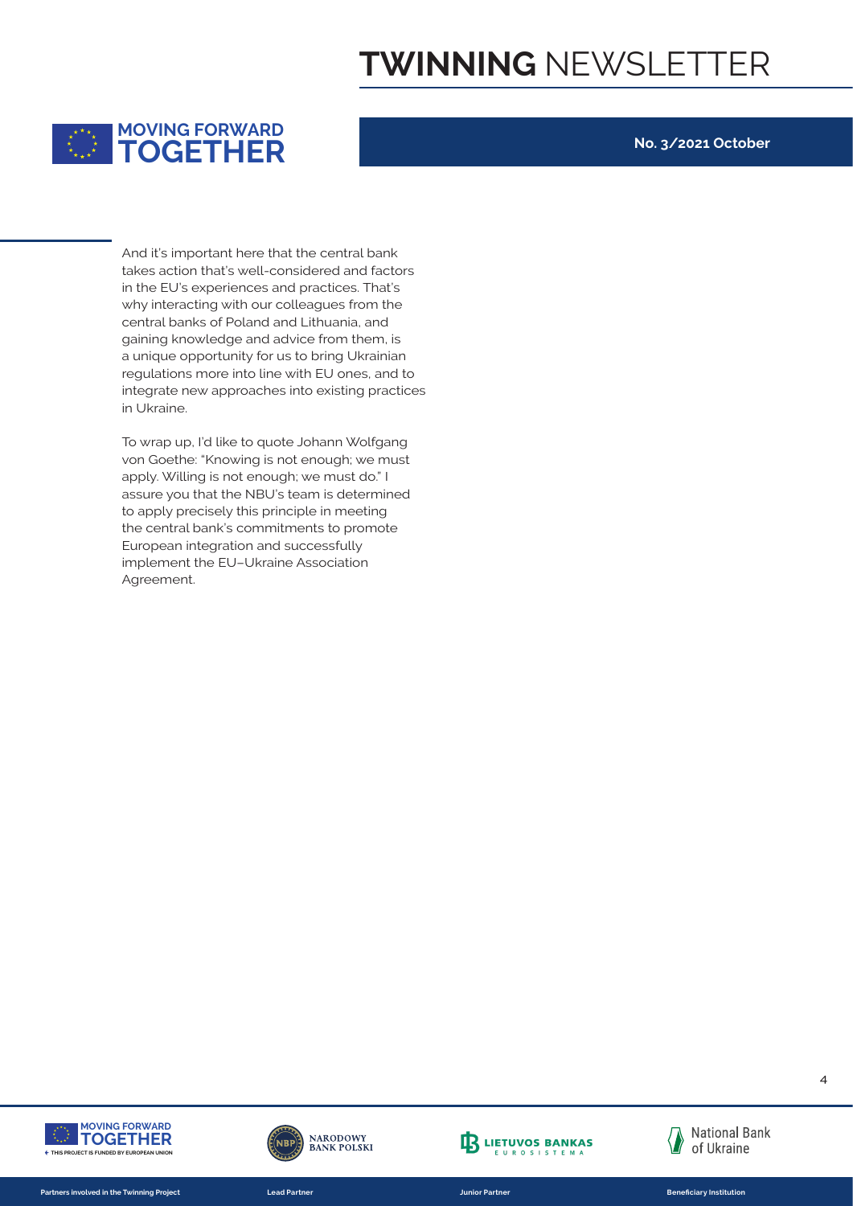And it's important here that the central bank takes action that's well-considered and factors in the EU's experiences and practices. That's why interacting with our colleagues from the central banks of Poland and Lithuania, and gaining knowledge and advice from them, is a unique opportunity for us to bring Ukrainian regulations more into line with EU ones, and to integrate new approaches into existing practices in Ukraine.

To wrap up, I'd like to quote Johann Wolfgang von Goethe: "Knowing is not enough; we must apply. Willing is not enough; we must do." I assure you that the NBU's team is determined to apply precisely this principle in meeting the central bank's commitments to promote European integration and successfully implement the EU–Ukraine Association Agreement.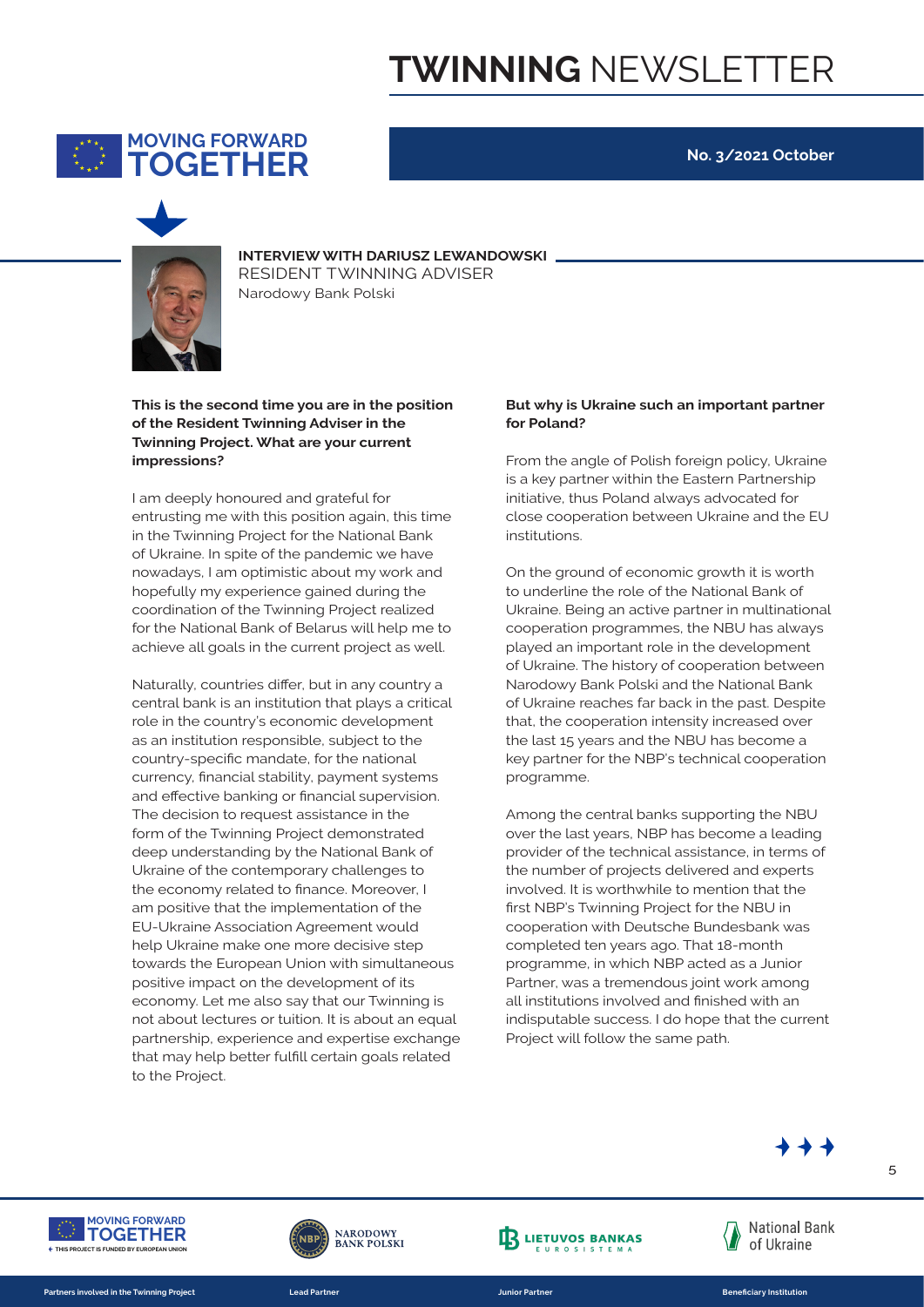## INTERVIEW WITH DARIUSZ LEWANDOWSKI

RESIDENT TWINNING ADVISER

Narodowy Bank Polski

**This is the second time you are in the position of the Resident Twinning Adviser in the Twinning Project. What are your current impressions?**

I am deeply honoured and grateful for entrusting me with this position again, this time in the Twinning Project for the National Bank of Ukraine. In spite of the pandemic we have nowadays, I am optimistic about my work and hopefully my experience gained during the coordination of the Twinning Project realized for the National Bank of Belarus will help me to achieve all goals in the current project as well.

Naturally, countries differ, but in any country a central bank is an institution that plays a critical role in the country's economic development as an institution responsible, subject to the country-specific mandate, for the national currency, financial stability, payment systems and effective banking or financial supervision. The decision to request assistance in the form of the Twinning Project demonstrated deep understanding by the National Bank of Ukraine of the contemporary challenges to the economy related to finance. Moreover, I am positive that the implementation of the EU-Ukraine Association Agreement would help Ukraine make one more decisive step towards the European Union with simultaneous positive impact on the development of its economy. Let me also say that our Twinning is not about lectures or tuition. It is about an equal partnership, experience and expertise exchange that may help better fulfill certain goals related to the Project.

**But why is Ukraine such an important partner for Poland?**

From the angle of Polish foreign policy, Ukraine is a key partner within the Eastern Partnership initiative, thus Poland always advocated for close cooperation between Ukraine and the EU institutions.

On the ground of economic growth it is worth to underline the role of the National Bank of Ukraine. Being an active partner in multinational cooperation programmes, the NBU has always played an important role in the development of Ukraine. The history of cooperation between Narodowy Bank Polski and the National Bank of Ukraine reaches far back in the past. Despite that, the cooperation intensity increased over the last 15 years and the NBU has become a key partner for the NBP's technical cooperation programme.

Among the central banks supporting the NBU over the last years, NBP has become a leading provider of the technical assistance, in terms of the number of projects delivered and experts involved. It is worthwhile to mention that the first NBP's Twinning Project for the NBU in cooperation with Deutsche Bundesbank was completed ten years ago. That 18-month programme, in which NBP acted as a Junior Partner, was a tremendous joint work among all institutions involved and finished with an indisputable success. I do hope that the current Project will follow the same path.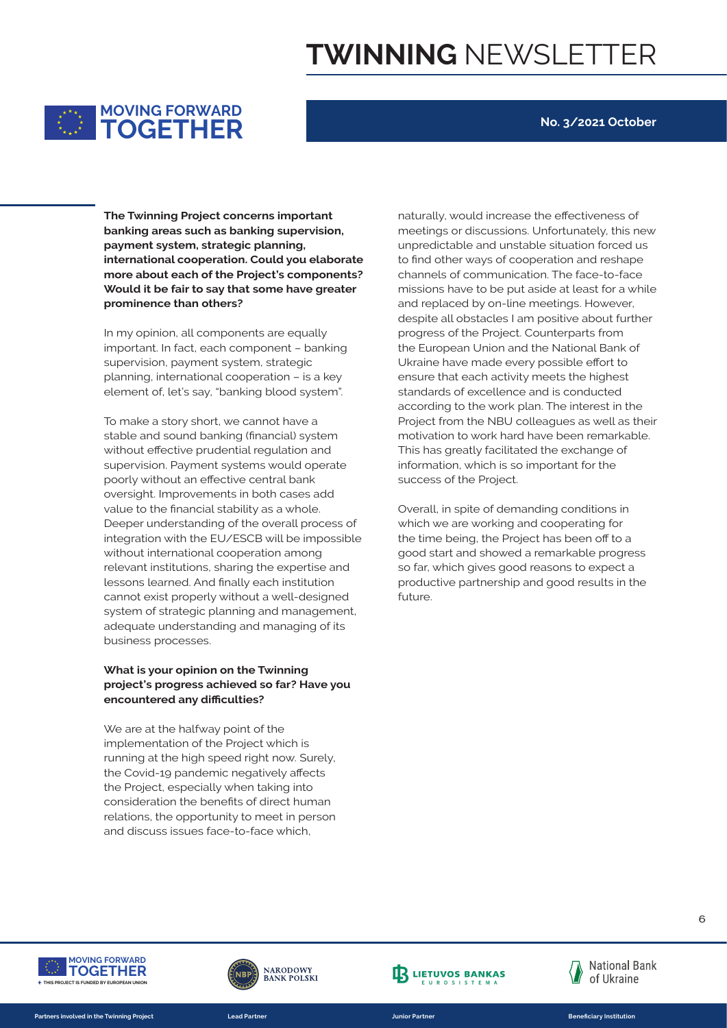**The Twinning Project concerns important banking areas such as banking supervision, payment system, strategic planning, international cooperation. Could you elaborate more about each of the Project's components? Would it be fair to say that some have greater prominence than others?**

In my opinion, all components are equally important. In fact, each component – banking supervision, payment system, strategic planning, international cooperation – is a key element of, let's say, "banking blood system".

To make a story short, we cannot have a stable and sound banking (financial) system without effective prudential regulation and supervision. Payment systems would operate poorly without an effective central bank oversight. Improvements in both cases add value to the financial stability as a whole. Deeper understanding of the overall process of integration with the EU/ESCB will be impossible without international cooperation among relevant institutions, sharing the expertise and lessons learned. And finally each institution cannot exist properly without a well-designed system of strategic planning and management, adequate understanding and managing of its business processes.

**What is your opinion on the Twinning project's progress achieved so far? Have you encountered any difficulties?**

We are at the halfway point of the implementation of the Project which is running at the high speed right now. Surely, the Covid-19 pandemic negatively affects the Project, especially when taking into consideration the benefits of direct human relations, the opportunity to meet in person and discuss issues face-to-face which, naturally, would increase the effectiveness of meetings or discussions. Unfortunately, this new unpredictable and unstable situation forced us to find other ways of cooperation and reshape channels of communication. The face-to-face missions have to be put aside at least for a while and replaced by on-line meetings. However, despite all obstacles I am positive about further progress of the Project. Counterparts from the European Union and the National Bank of Ukraine have made every possible effort to ensure that each activity meets the highest standards of excellence and is conducted according to the work plan. The interest in the Project from the NBU colleagues as well as their motivation to work hard have been remarkable. This has greatly facilitated the exchange of information, which is so important for the success of the Project.

Overall, in spite of demanding conditions in which we are working and cooperating for the time being, the Project has been off to a good start and showed a remarkable progress so far, which gives good reasons to expect a productive partnership and good results in the future.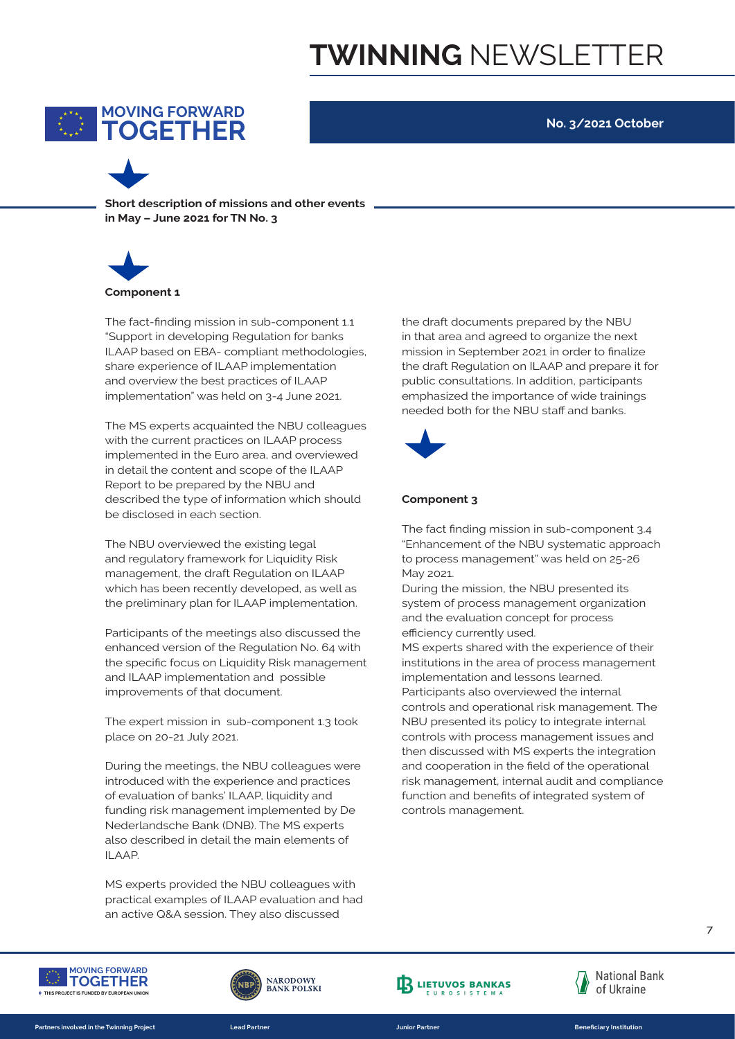## Short description of missions and other events in May – June 2021 for TN No. 3

### Component 1

The fact-finding mission in sub-component 1.1 "Support in developing Regulation for banks ILAAP based on EBA- compliant methodologies, share experience of ILAAP implementation and overview the best practices of ILAAP implementation" was held on 3-4 June 2021.

The MS experts acquainted the NBU colleagues with the current practices on ILAAP process implemented in the Euro area, and overviewed in detail the content and scope of the ILAAP Report to be prepared by the NBU and described the type of information which should be disclosed in each section.

The NBU overviewed the existing legal and regulatory framework for Liquidity Risk management, the draft Regulation on ILAAP which has been recently developed, as well as the preliminary plan for ILAAP implementation.

Participants of the meetings also discussed the enhanced version of the Regulation No. 64 with the specific focus on Liquidity Risk management and ILAAP implementation and possible improvements of that document.

The expert mission in sub-component 1.3 took place on 20-21 July 2021.

During the meetings, the NBU colleagues were introduced with the experience and practices of evaluation of banks' ILAAP, liquidity and funding risk management implemented by De Nederlandsche Bank (DNB). The MS experts also described in detail the main elements of ILAAP.

MS experts provided the NBU colleagues with practical examples of ILAAP evaluation and had an active Q&A session. They also discussed the draft documents prepared by the NBU in that area and agreed to organize the next mission in September 2021 in order to finalize the draft Regulation on ILAAP and prepare it for public consultations. In addition, participants emphasized the importance of wide trainings needed both for the NBU staff and banks.

### Component 3

The fact finding mission in sub-component 3.4 "Enhancement of the NBU systematic approach to process management" was held on 25-26 May 2021.

During the mission, the NBU presented its system of process management organization and the evaluation concept for process efficiency currently used.

MS experts shared with the experience of their institutions in the area of process management implementation and lessons learned.

Participants also overviewed the internal controls and operational risk management. The NBU presented its policy to integrate internal controls with process management issues and then discussed with MS experts the integration and cooperation in the field of the operational risk management, internal audit and compliance function and benefits of integrated system of controls management.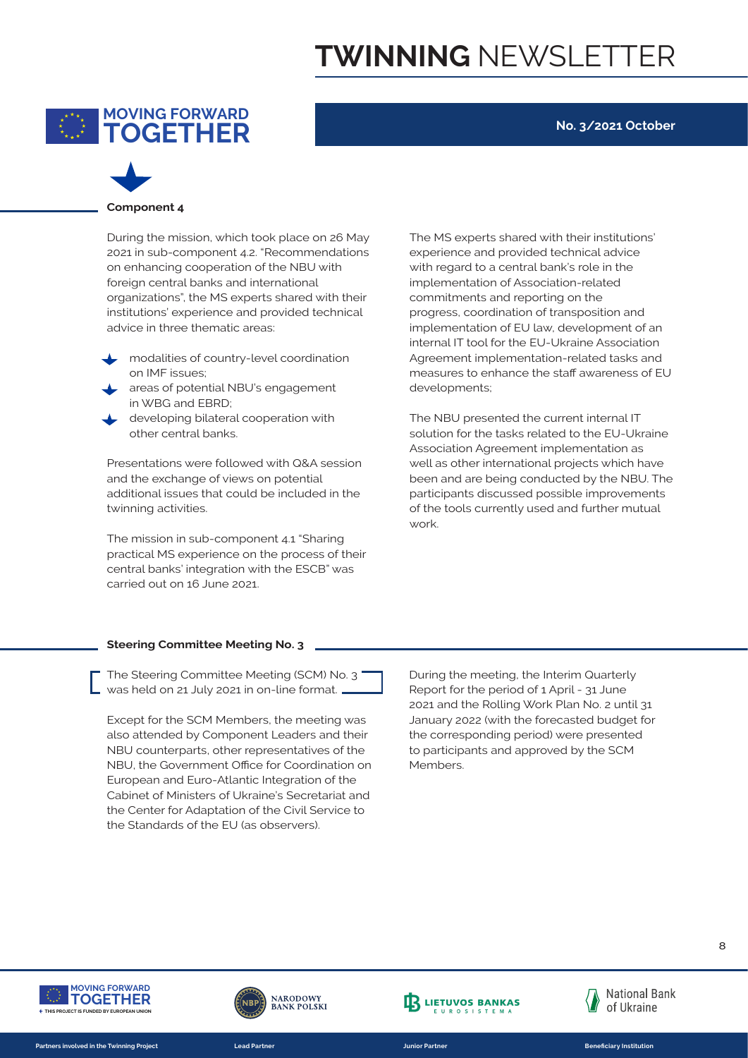## Component 4

During the mission, which took place on 26 May 2021 in sub-component 4.2. "Recommendations on enhancing cooperation of the NBU with foreign central banks and international organizations", the MS experts shared with their institutions' experience and provided technical advice in three thematic areas:

- modalities of country-level coordination on IMF issues;
- areas of potential NBU's engagement in WBG and EBRD;
- developing bilateral cooperation with other central banks.

Presentations were followed with Q&A session and the exchange of views on potential additional issues that could be included in the twinning activities.

The mission in sub-component 4.1 "Sharing practical MS experience on the process of their central banks' integration with the ESCB" was carried out on 16 June 2021.

The MS experts shared with their institutions' experience and provided technical advice with regard to a central bank's role in the implementation of Association-related commitments and reporting on the progress, coordination of transposition and implementation of EU law, development of an internal IT tool for the EU-Ukraine Association Agreement implementation-related tasks and measures to enhance the staff awareness of EU developments;

The NBU presented the current internal IT solution for the tasks related to the EU-Ukraine Association Agreement implementation as well as other international projects which have been and are being conducted by the NBU. The participants discussed possible improvements of the tools currently used and further mutual work.

## Steering Committee Meeting No. 3

The Steering Committee Meeting (SCM) No. 3 was held on 21 July 2021 in on-line format.

Except for the SCM Members, the meeting was also attended by Component Leaders and their NBU counterparts, other representatives of the NBU, the Government Office for Coordination on European and Euro-Atlantic Integration of the Cabinet of Ministers of Ukraine's Secretariat and the Center for Adaptation of the Civil Service to the Standards of the EU (as observers).

During the meeting, the Interim Quarterly Report for the period of 1 April - 31 June 2021 and the Rolling Work Plan No. 2 until 31 January 2022 (with the forecasted budget for the corresponding period) were presented to participants and approved by the SCM Members.